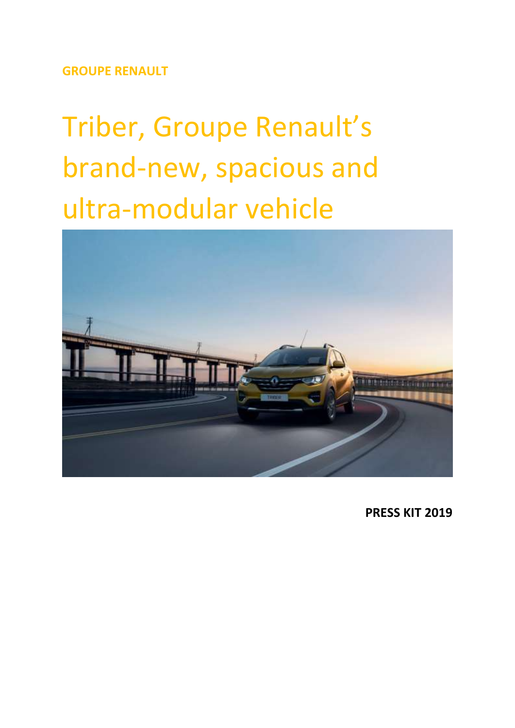**GROUPE RENAULT**

# Triber, Groupe Renault's brand-new, spacious and ultra-modular vehicle

**PRESS KIT 2019**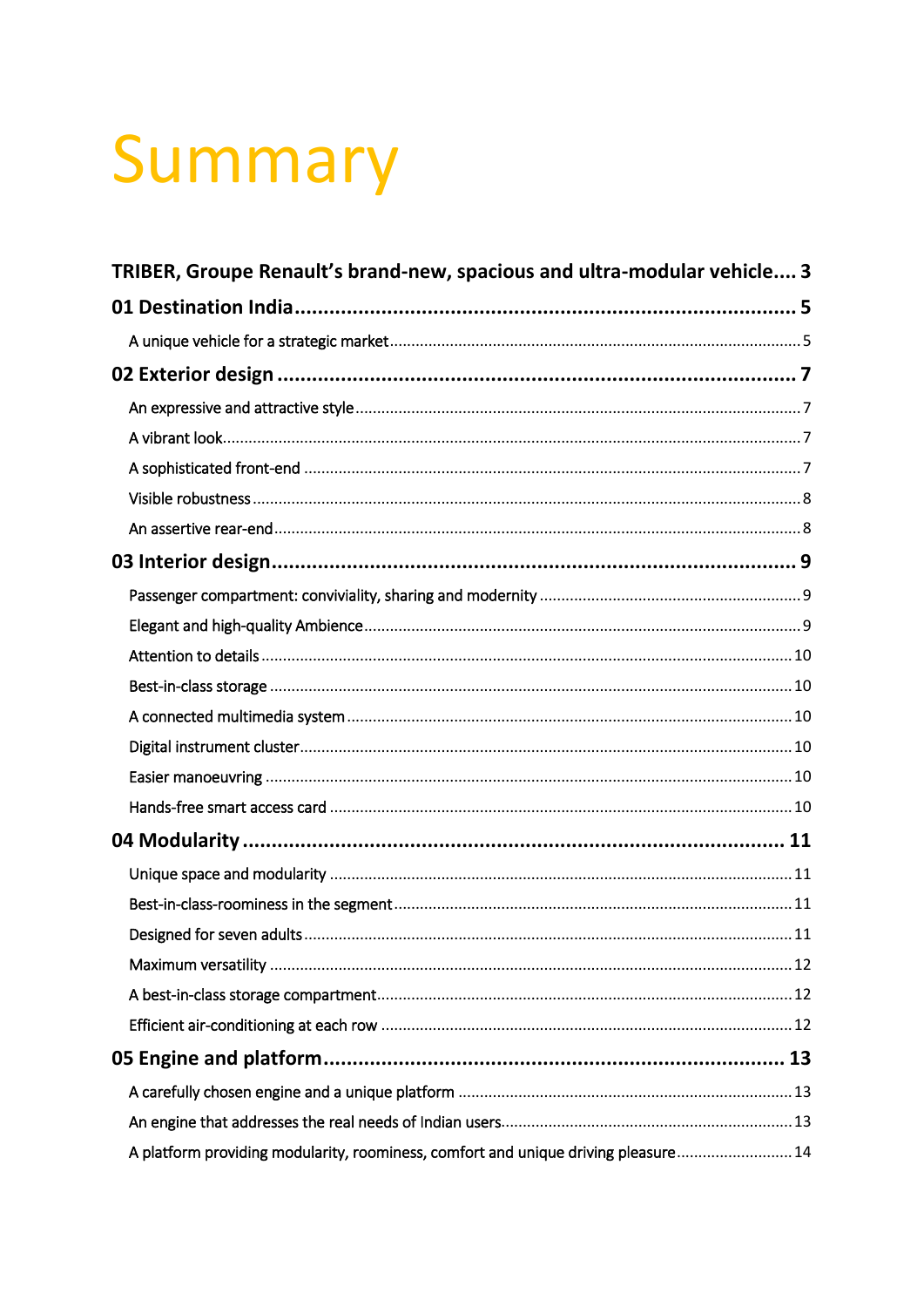# Summary

**TRIBER, Groupe Renault's brand-new, spacious and ultra-modular vehicle.... 3**

**01 Destination India ..................................................................................... 5**

A unique vehicle for a strategic market.............................................................................. 5

**02 Exterior design ....................................................................................... 7**

An expressive and attractive style ...................................................................................... 7

A vibrant look........................................................................................................................ 7

A sophisticated front-end .................................................................................................... 7

Visible robustness ................................................................................................................ 8

An assertive rear-end........................................................................................................... 8

**03 Interior design.......................................................................................... 9**

Passenger compartment: conviviality, sharing and modernity ........................................... 9

Elegant and high-quality Ambience..................................................................................... 9

Attention to details ............................................................................................................. 10

Best-in-class storage .......................................................................................................... 10

A connected multimedia system ....................................................................................... 10

Digital instrument cluster................................................................................................... 10

Easier manoeuvring ........................................................................................................... 10

Hands-free smart access card ........................................................................................... 10

**04 Modularity ............................................................................................. 11**

Unique space and modularity ........................................................................................... 11

Best-in-class-roominess in the segment............................................................................ 11

Designed for seven adults.................................................................................................. 11

Maximum versatility .......................................................................................................... 12

A best-in-class storage compartment................................................................................ 12

Efficient air-conditioning at each row ............................................................................... 12

**05 Engine and platform.............................................................................. 13**

A carefully chosen engine and a unique platform ............................................................. 13

An engine that addresses the real needs of Indian users................................................... 13

A platform providing modularity, roominess, comfort and unique driving pleasure........................... 14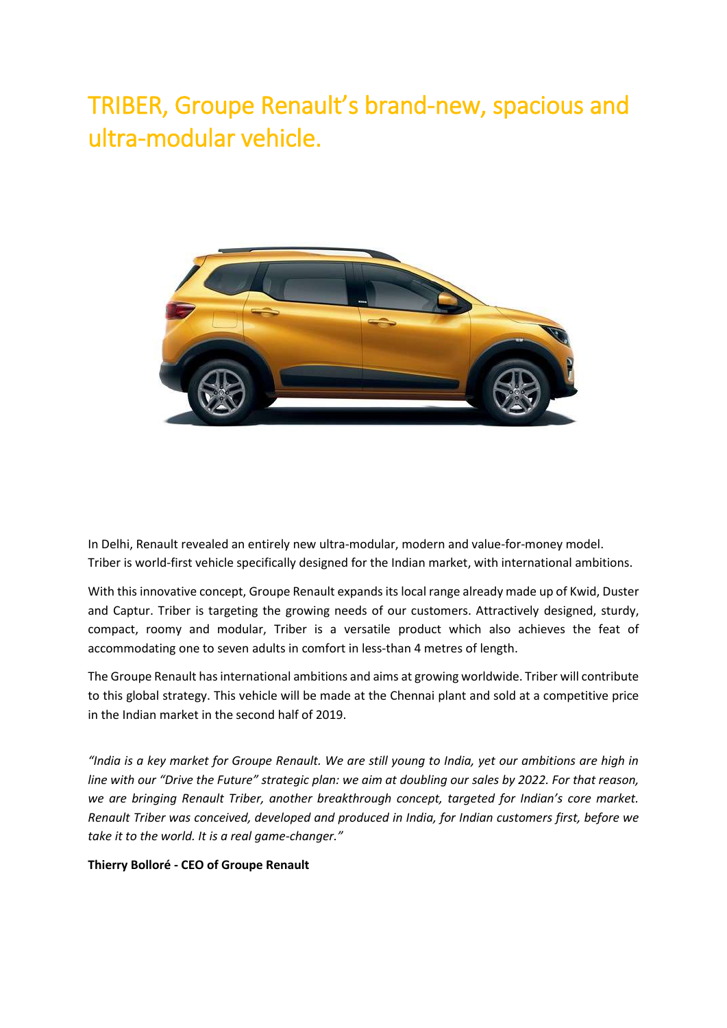# TRIBER, Groupe Renault's brand-new, spacious and ultra-modular vehicle.

In Delhi, Renault revealed an entirely new ultra-modular, modern and value-for-money model. Triber is world-first vehicle specifically designed for the Indian market, with international ambitions.

With this innovative concept, Groupe Renault expands its local range already made up of Kwid, Duster and Captur. Triber is targeting the growing needs of our customers. Attractively designed, sturdy, compact, roomy and modular, Triber is a versatile product which also achieves the feat of accommodating one to seven adults in comfort in less-than 4 metres of length.

The Groupe Renault has international ambitions and aims at growing worldwide. Triber will contribute to this global strategy. This vehicle will be made at the Chennai plant and sold at a competitive price in the Indian market in the second half of 2019.

*"India is a key market for Groupe Renault. We are still young to India, yet our ambitions are high in line with our "Drive the Future" strategic plan: we aim at doubling our sales by 2022. For that reason, we are bringing Renault Triber, another breakthrough concept, targeted for Indian's core market. Renault Triber was conceived, developed and produced in India, for Indian customers first, before we take it to the world. It is a real game-changer."*

**Thierry Bolloré - CEO of Groupe Renault**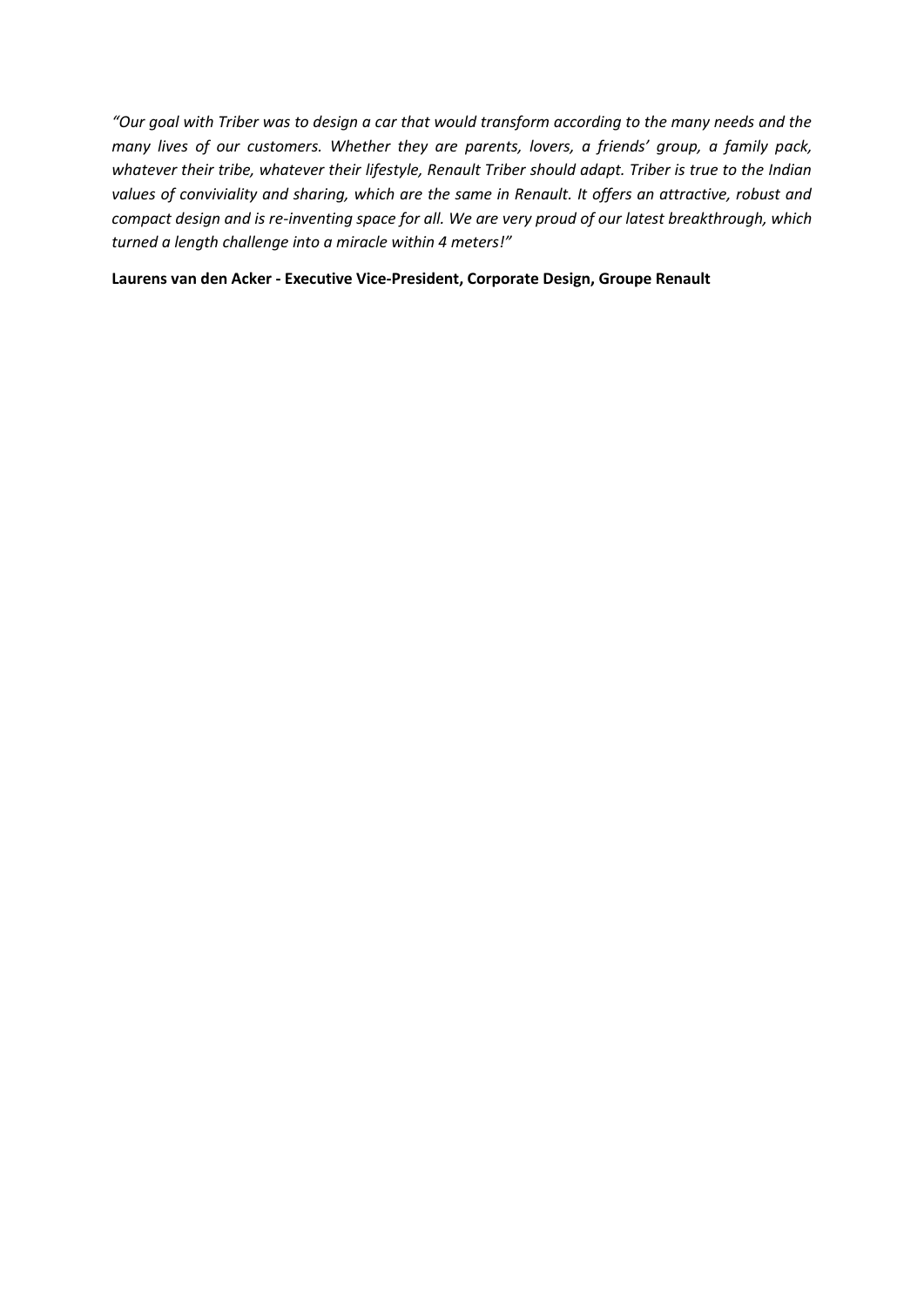*"Our goal with Triber was to design a car that would transform according to the many needs and the many lives of our customers. Whether they are parents, lovers, a friends' group, a family pack, whatever their tribe, whatever their lifestyle, Renault Triber should adapt. Triber is true to the Indian values of conviviality and sharing, which are the same in Renault. It offers an attractive, robust and compact design and is re-inventing space for all. We are very proud of our latest breakthrough, which turned a length challenge into a miracle within 4 meters!"*

**Laurens van den Acker - Executive Vice-President, Corporate Design, Groupe Renault**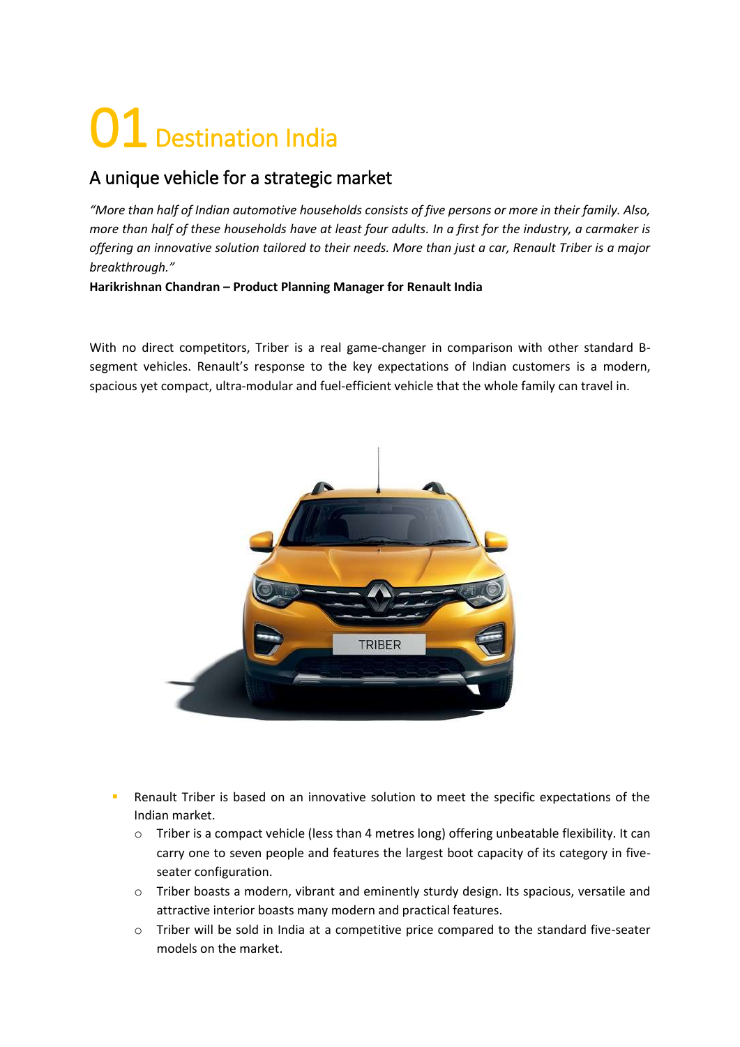# 01 Destination India

## A unique vehicle for a strategic market

*"More than half of Indian automotive households consists of five persons or more in their family. Also, more than half of these households have at least four adults. In a first for the industry, a carmaker is offering an innovative solution tailored to their needs. More than just a car, Renault Triber is a major breakthrough."*

**Harikrishnan Chandran – Product Planning Manager for Renault India**

With no direct competitors, Triber is a real game-changer in comparison with other standard B-segment vehicles. Renault's response to the key expectations of Indian customers is a modern, spacious yet compact, ultra-modular and fuel-efficient vehicle that the whole family can travel in.

- Renault Triber is based on an innovative solution to meet the specific expectations of the Indian market.
  - Triber is a compact vehicle (less than 4 metres long) offering unbeatable flexibility. It can carry one to seven people and features the largest boot capacity of its category in five-seater configuration.
  - Triber boasts a modern, vibrant and eminently sturdy design. Its spacious, versatile and attractive interior boasts many modern and practical features.
  - Triber will be sold in India at a competitive price compared to the standard five-seater models on the market.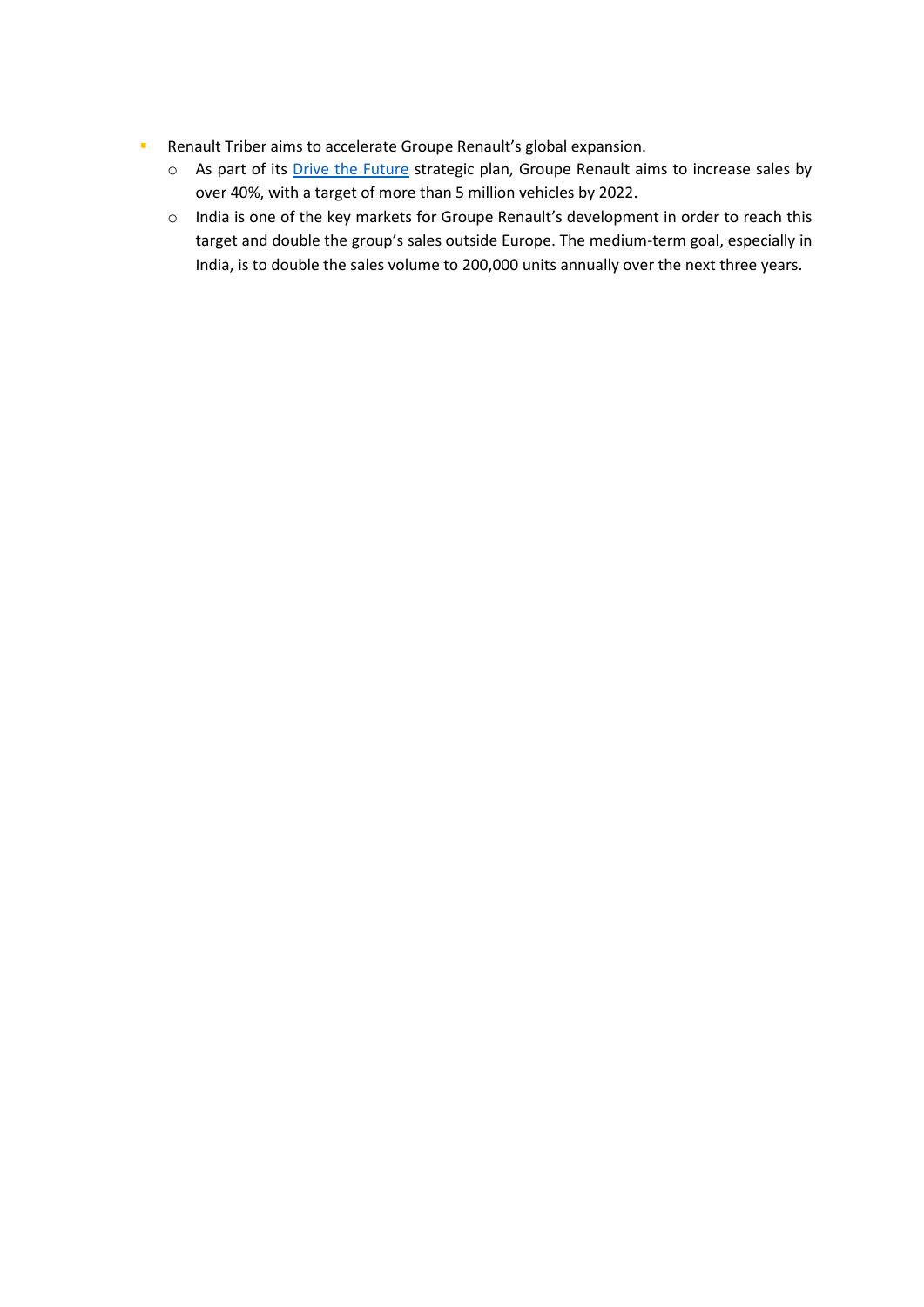- Renault Triber aims to accelerate Groupe Renault's global expansion.
  - As part of its Drive the Future strategic plan, Groupe Renault aims to increase sales by over 40%, with a target of more than 5 million vehicles by 2022.
  - India is one of the key markets for Groupe Renault's development in order to reach this target and double the group's sales outside Europe. The medium-term goal, especially in India, is to double the sales volume to 200,000 units annually over the next three years.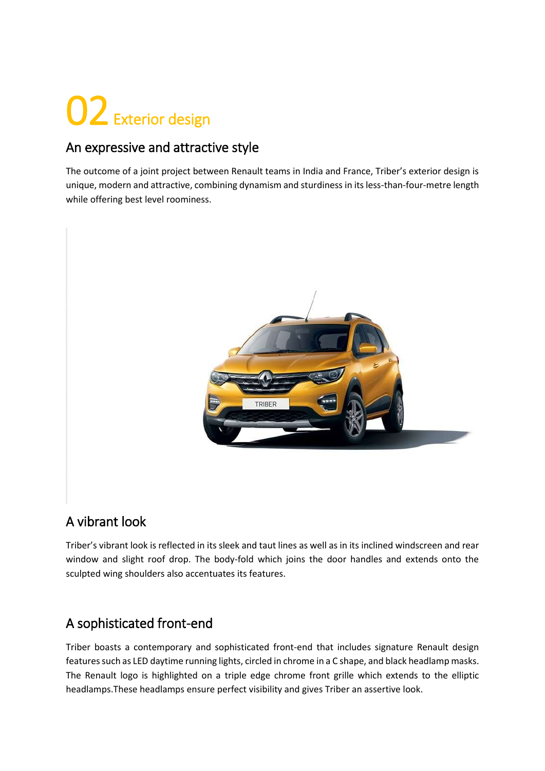# 02 Exterior design

## An expressive and attractive style

The outcome of a joint project between Renault teams in India and France, Triber's exterior design is unique, modern and attractive, combining dynamism and sturdiness in its less-than-four-metre length while offering best level roominess.

## A vibrant look

Triber's vibrant look is reflected in its sleek and taut lines as well as in its inclined windscreen and rear window and slight roof drop. The body-fold which joins the door handles and extends onto the sculpted wing shoulders also accentuates its features.

## A sophisticated front-end

Triber boasts a contemporary and sophisticated front-end that includes signature Renault design features such as LED daytime running lights, circled in chrome in a C shape, and black headlamp masks. The Renault logo is highlighted on a triple edge chrome front grille which extends to the elliptic headlamps.These headlamps ensure perfect visibility and gives Triber an assertive look.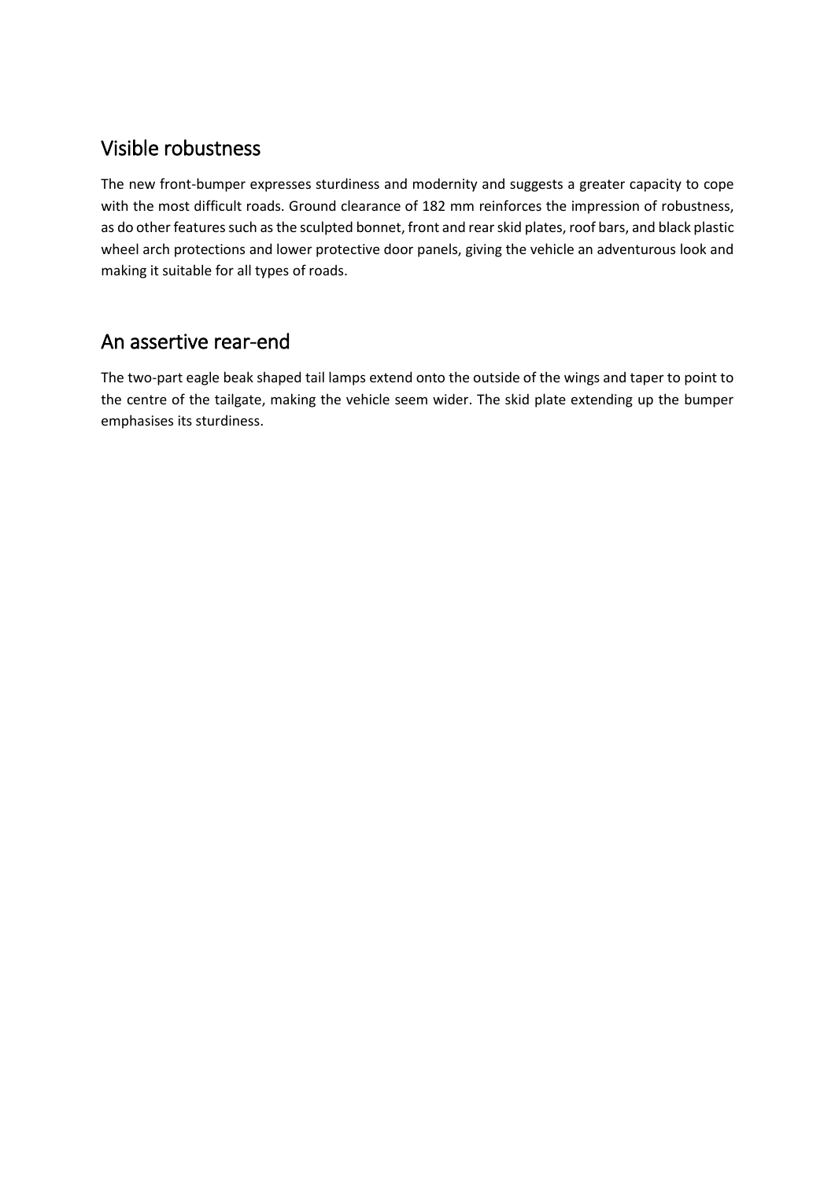## Visible robustness

The new front-bumper expresses sturdiness and modernity and suggests a greater capacity to cope with the most difficult roads. Ground clearance of 182 mm reinforces the impression of robustness, as do other features such as the sculpted bonnet, front and rear skid plates, roof bars, and black plastic wheel arch protections and lower protective door panels, giving the vehicle an adventurous look and making it suitable for all types of roads.

## An assertive rear-end

The two-part eagle beak shaped tail lamps extend onto the outside of the wings and taper to point to the centre of the tailgate, making the vehicle seem wider. The skid plate extending up the bumper emphasises its sturdiness.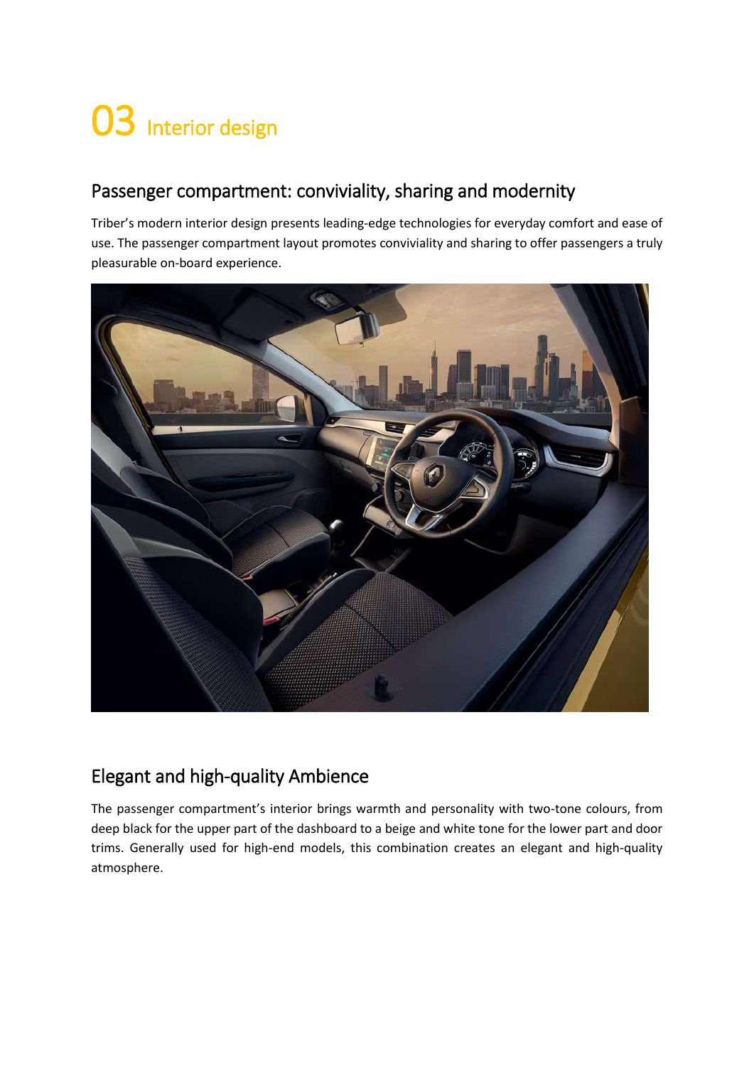# 03 Interior design

## Passenger compartment: conviviality, sharing and modernity

Triber's modern interior design presents leading-edge technologies for everyday comfort and ease of use. The passenger compartment layout promotes conviviality and sharing to offer passengers a truly pleasurable on-board experience.

## Elegant and high-quality Ambience

The passenger compartment's interior brings warmth and personality with two-tone colours, from deep black for the upper part of the dashboard to a beige and white tone for the lower part and door trims. Generally used for high-end models, this combination creates an elegant and high-quality atmosphere.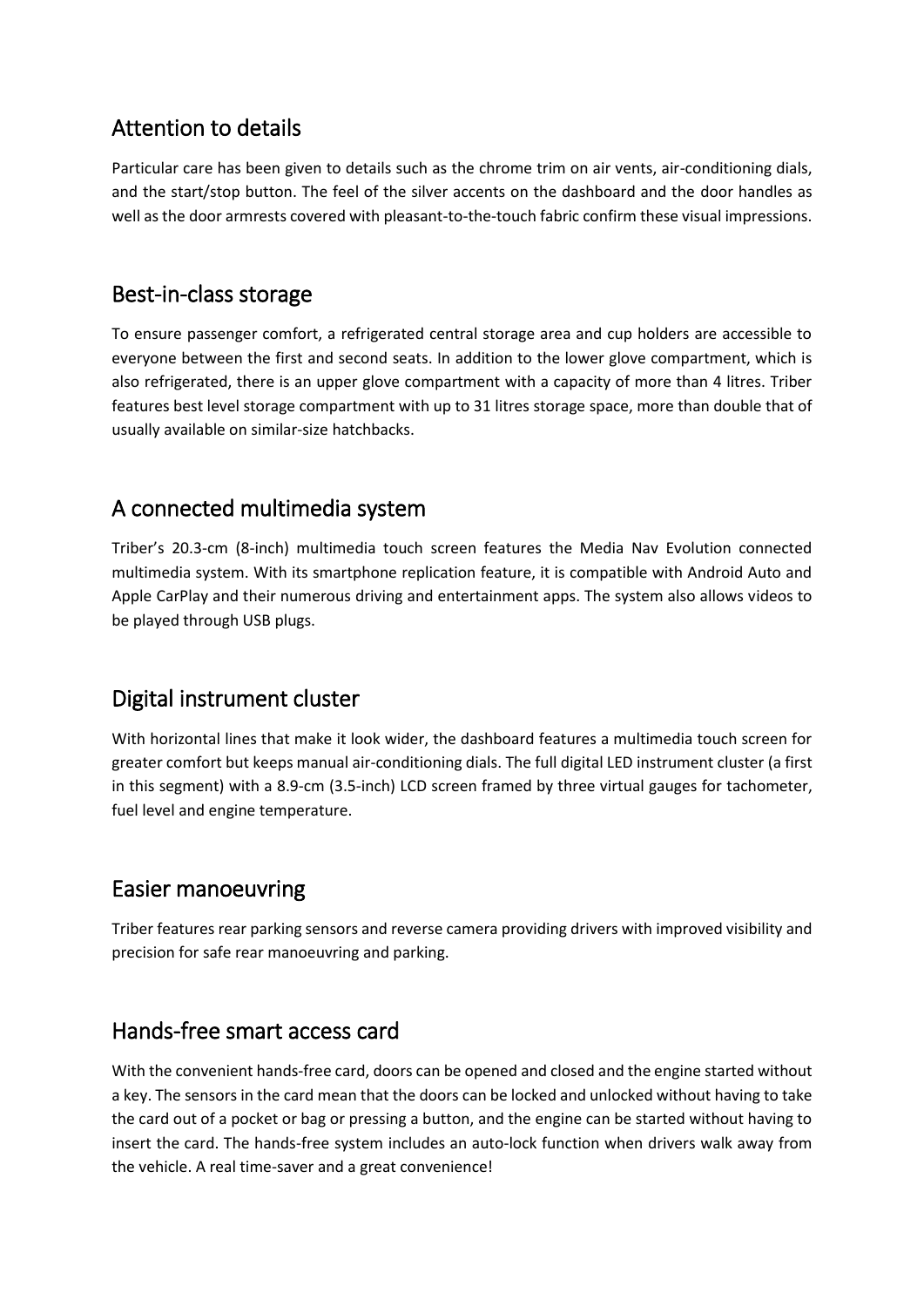## Attention to details

Particular care has been given to details such as the chrome trim on air vents, air-conditioning dials, and the start/stop button. The feel of the silver accents on the dashboard and the door handles as well as the door armrests covered with pleasant-to-the-touch fabric confirm these visual impressions.

## Best-in-class storage

To ensure passenger comfort, a refrigerated central storage area and cup holders are accessible to everyone between the first and second seats. In addition to the lower glove compartment, which is also refrigerated, there is an upper glove compartment with a capacity of more than 4 litres. Triber features best level storage compartment with up to 31 litres storage space, more than double that of usually available on similar-size hatchbacks.

## A connected multimedia system

Triber's 20.3-cm (8-inch) multimedia touch screen features the Media Nav Evolution connected multimedia system. With its smartphone replication feature, it is compatible with Android Auto and Apple CarPlay and their numerous driving and entertainment apps. The system also allows videos to be played through USB plugs.

## Digital instrument cluster

With horizontal lines that make it look wider, the dashboard features a multimedia touch screen for greater comfort but keeps manual air-conditioning dials. The full digital LED instrument cluster (a first in this segment) with a 8.9-cm (3.5-inch) LCD screen framed by three virtual gauges for tachometer, fuel level and engine temperature.

## Easier manoeuvring

Triber features rear parking sensors and reverse camera providing drivers with improved visibility and precision for safe rear manoeuvring and parking.

## Hands-free smart access card

With the convenient hands-free card, doors can be opened and closed and the engine started without a key. The sensors in the card mean that the doors can be locked and unlocked without having to take the card out of a pocket or bag or pressing a button, and the engine can be started without having to insert the card. The hands-free system includes an auto-lock function when drivers walk away from the vehicle. A real time-saver and a great convenience!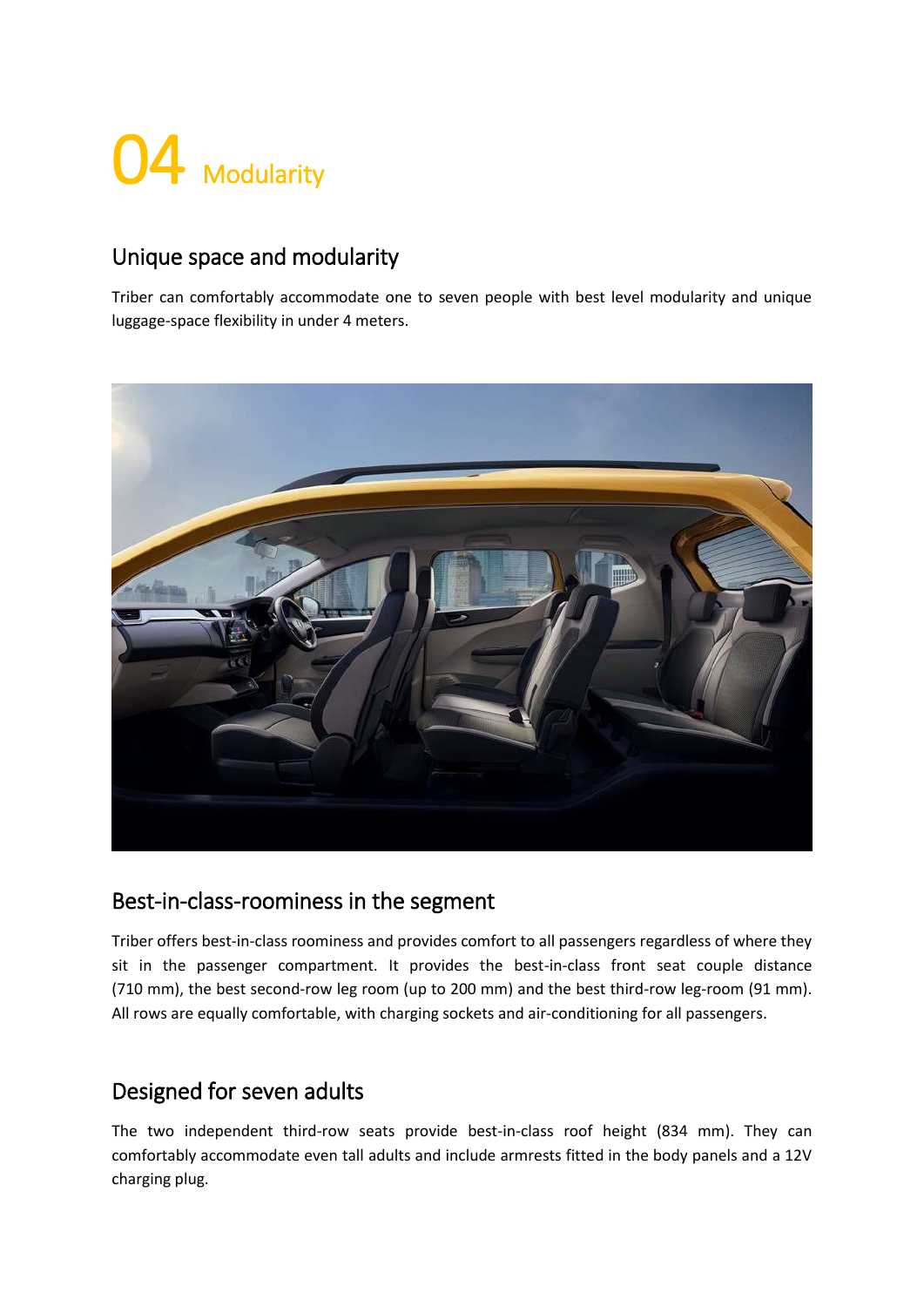# 04 Modularity

## Unique space and modularity

Triber can comfortably accommodate one to seven people with best level modularity and unique luggage-space flexibility in under 4 meters.

## Best-in-class-roominess in the segment

Triber offers best-in-class roominess and provides comfort to all passengers regardless of where they sit in the passenger compartment. It provides the best-in-class front seat couple distance (710 mm), the best second-row leg room (up to 200 mm) and the best third-row leg-room (91 mm). All rows are equally comfortable, with charging sockets and air-conditioning for all passengers.

## Designed for seven adults

The two independent third-row seats provide best-in-class roof height (834 mm). They can comfortably accommodate even tall adults and include armrests fitted in the body panels and a 12V charging plug.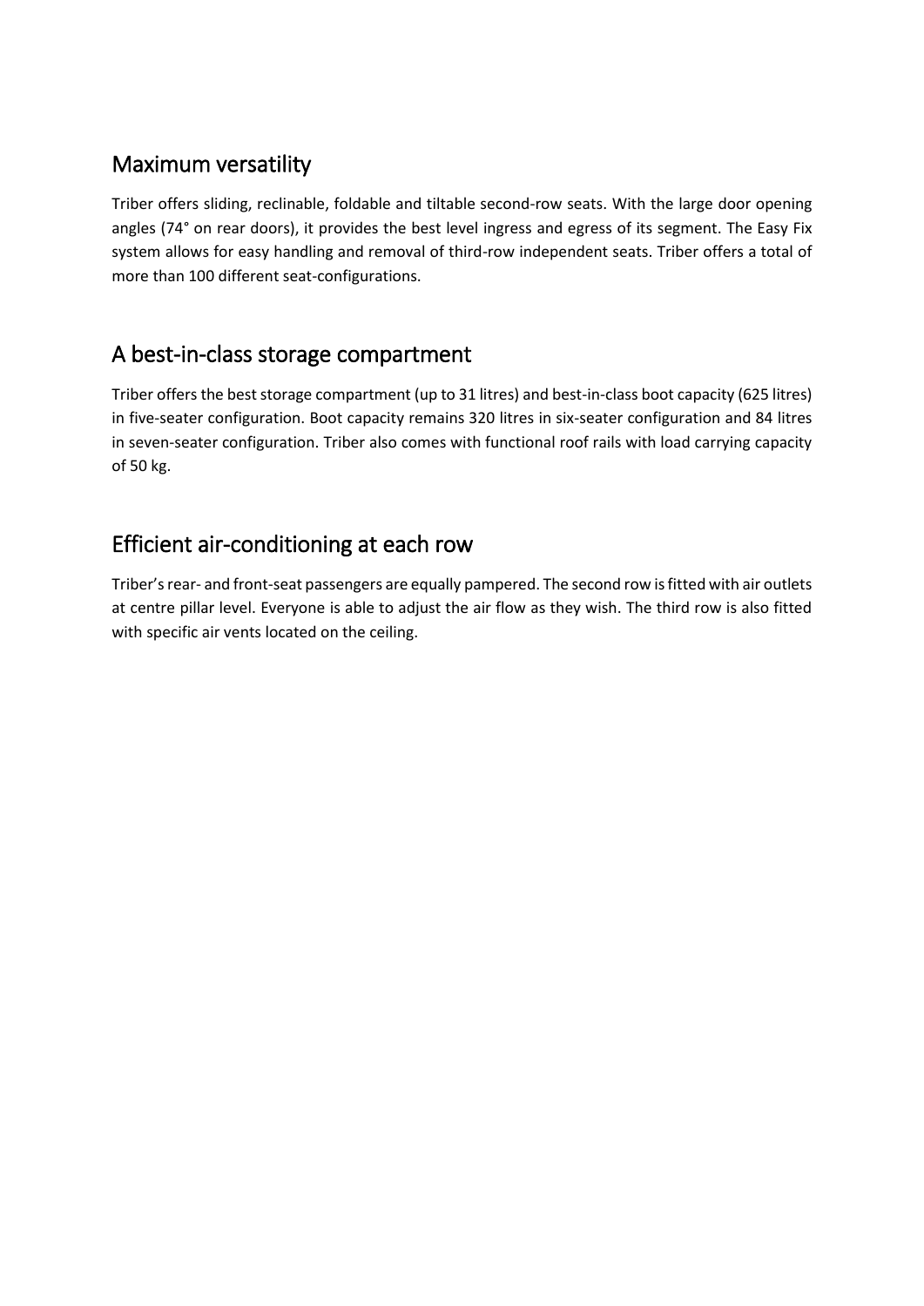## Maximum versatility

Triber offers sliding, reclinable, foldable and tiltable second-row seats. With the large door opening angles (74° on rear doors), it provides the best level ingress and egress of its segment. The Easy Fix system allows for easy handling and removal of third-row independent seats. Triber offers a total of more than 100 different seat-configurations.

## A best-in-class storage compartment

Triber offers the best storage compartment (up to 31 litres) and best-in-class boot capacity (625 litres) in five-seater configuration. Boot capacity remains 320 litres in six-seater configuration and 84 litres in seven-seater configuration. Triber also comes with functional roof rails with load carrying capacity of 50 kg.

## Efficient air-conditioning at each row

Triber's rear- and front-seat passengers are equally pampered. The second row is fitted with air outlets at centre pillar level. Everyone is able to adjust the air flow as they wish. The third row is also fitted with specific air vents located on the ceiling.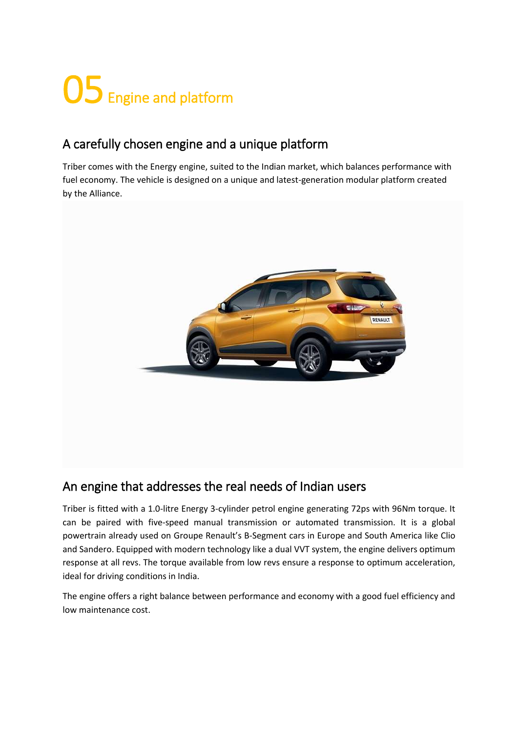# 05 Engine and platform

## A carefully chosen engine and a unique platform

Triber comes with the Energy engine, suited to the Indian market, which balances performance with fuel economy. The vehicle is designed on a unique and latest-generation modular platform created by the Alliance.

## An engine that addresses the real needs of Indian users

Triber is fitted with a 1.0-litre Energy 3-cylinder petrol engine generating 72ps with 96Nm torque. It can be paired with five-speed manual transmission or automated transmission. It is a global powertrain already used on Groupe Renault's B-Segment cars in Europe and South America like Clio and Sandero. Equipped with modern technology like a dual VVT system, the engine delivers optimum response at all revs. The torque available from low revs ensure a response to optimum acceleration, ideal for driving conditions in India.

The engine offers a right balance between performance and economy with a good fuel efficiency and low maintenance cost.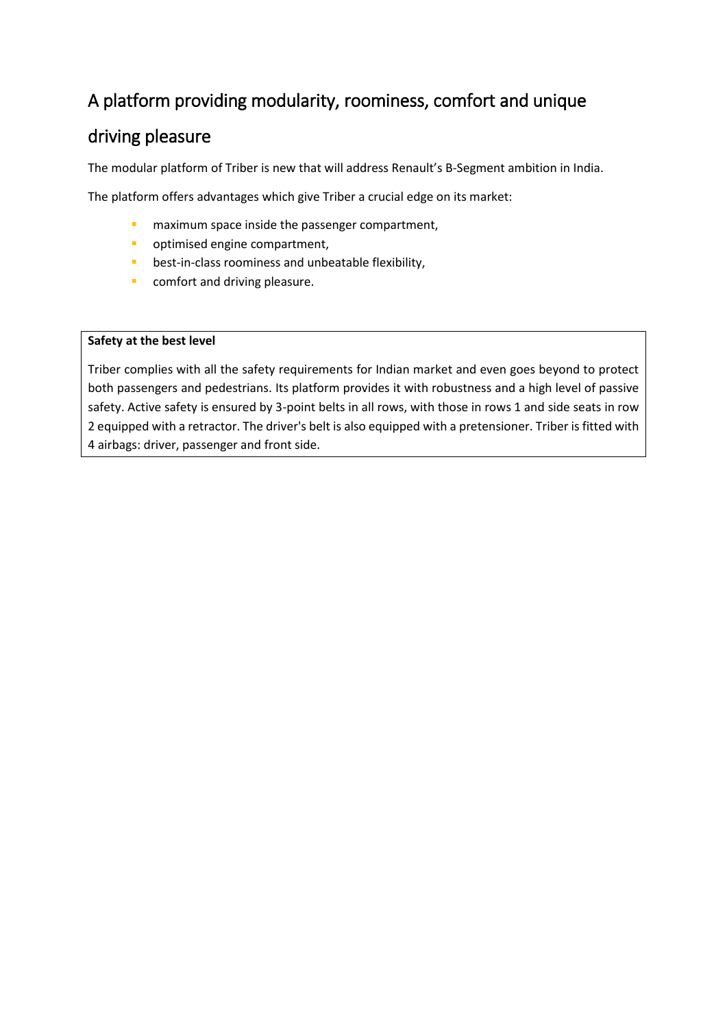## A platform providing modularity, roominess, comfort and unique driving pleasure

The modular platform of Triber is new that will address Renault's B-Segment ambition in India.

The platform offers advantages which give Triber a crucial edge on its market:

- maximum space inside the passenger compartment,
- optimised engine compartment,
- best-in-class roominess and unbeatable flexibility,
- comfort and driving pleasure.

**Safety at the best level**

Triber complies with all the safety requirements for Indian market and even goes beyond to protect both passengers and pedestrians. Its platform provides it with robustness and a high level of passive safety. Active safety is ensured by 3-point belts in all rows, with those in rows 1 and side seats in row 2 equipped with a retractor. The driver's belt is also equipped with a pretensioner. Triber is fitted with 4 airbags: driver, passenger and front side.